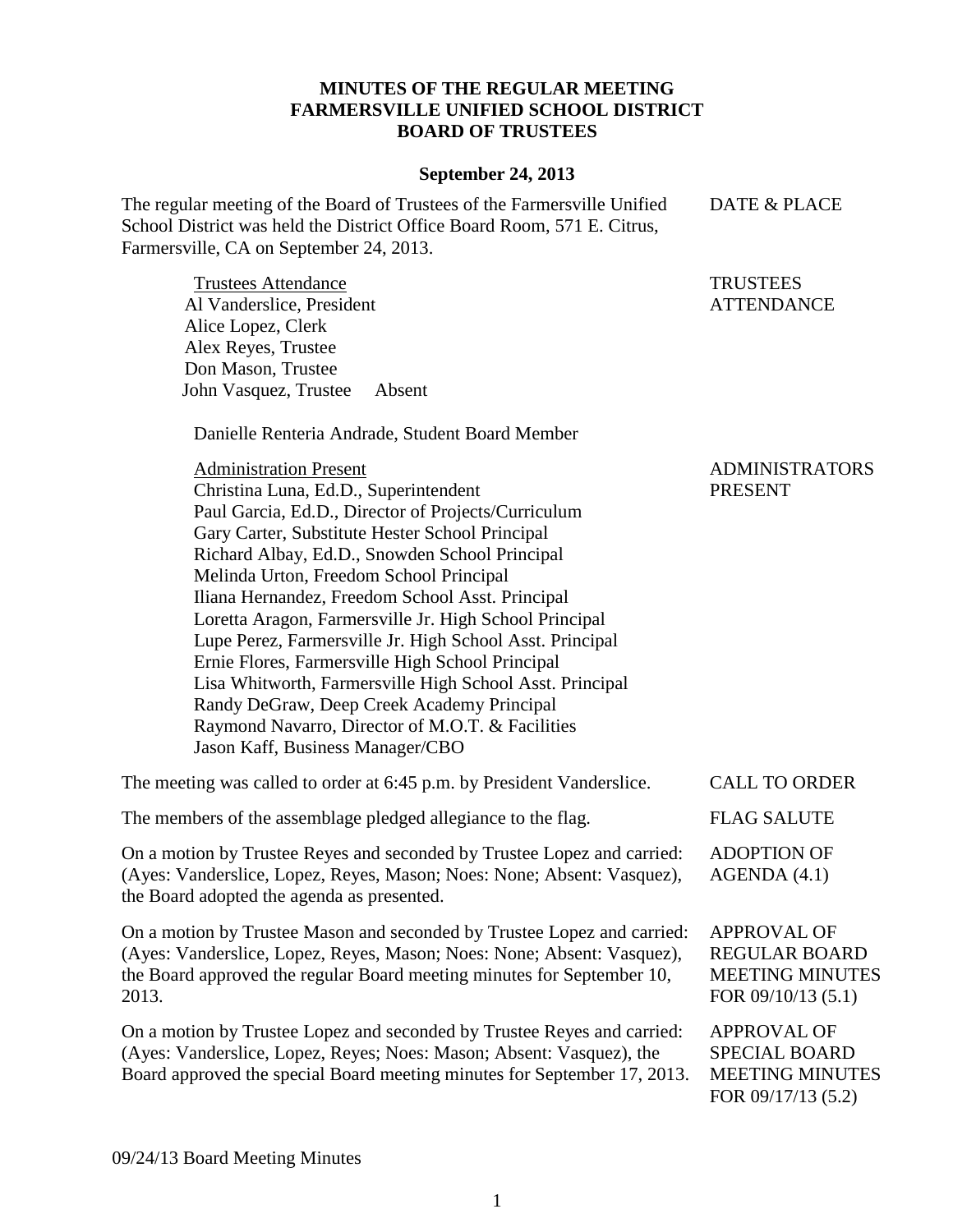**MINUTES OF THE REGULAR MEETING**
**FARMERSVILLE UNIFIED SCHOOL DISTRICT**
**BOARD OF TRUSTEES**

**September 24, 2013**

DATE & PLACE

The regular meeting of the Board of Trustees of the Farmersville Unified School District was held the District Office Board Room, 571 E. Citrus, Farmersville, CA on September 24, 2013.

TRUSTEES ATTENDANCE

Trustees Attendance
Al Vanderslice, President
Alice Lopez, Clerk
Alex Reyes, Trustee
Don Mason, Trustee
John Vasquez, Trustee Absent

Danielle Renteria Andrade, Student Board Member

ADMINISTRATORS PRESENT

Administration Present
Christina Luna, Ed.D., Superintendent
Paul Garcia, Ed.D., Director of Projects/Curriculum
Gary Carter, Substitute Hester School Principal
Richard Albay, Ed.D., Snowden School Principal
Melinda Urton, Freedom School Principal
Iliana Hernandez, Freedom School Asst. Principal
Loretta Aragon, Farmersville Jr. High School Principal
Lupe Perez, Farmersville Jr. High School Asst. Principal
Ernie Flores, Farmersville High School Principal
Lisa Whitworth, Farmersville High School Asst. Principal
Randy DeGraw, Deep Creek Academy Principal
Raymond Navarro, Director of M.O.T. & Facilities
Jason Kaff, Business Manager/CBO

CALL TO ORDER

The meeting was called to order at 6:45 p.m. by President Vanderslice.

FLAG SALUTE

The members of the assemblage pledged allegiance to the flag.

ADOPTION OF AGENDA (4.1)

On a motion by Trustee Reyes and seconded by Trustee Lopez and carried: (Ayes: Vanderslice, Lopez, Reyes, Mason; Noes: None; Absent: Vasquez), the Board adopted the agenda as presented.

APPROVAL OF REGULAR BOARD MEETING MINUTES FOR 09/10/13 (5.1)

On a motion by Trustee Mason and seconded by Trustee Lopez and carried: (Ayes: Vanderslice, Lopez, Reyes, Mason; Noes: None; Absent: Vasquez), the Board approved the regular Board meeting minutes for September 10, 2013.

APPROVAL OF SPECIAL BOARD MEETING MINUTES FOR 09/17/13 (5.2)

On a motion by Trustee Lopez and seconded by Trustee Reyes and carried: (Ayes: Vanderslice, Lopez, Reyes; Noes: Mason; Absent: Vasquez), the Board approved the special Board meeting minutes for September 17, 2013.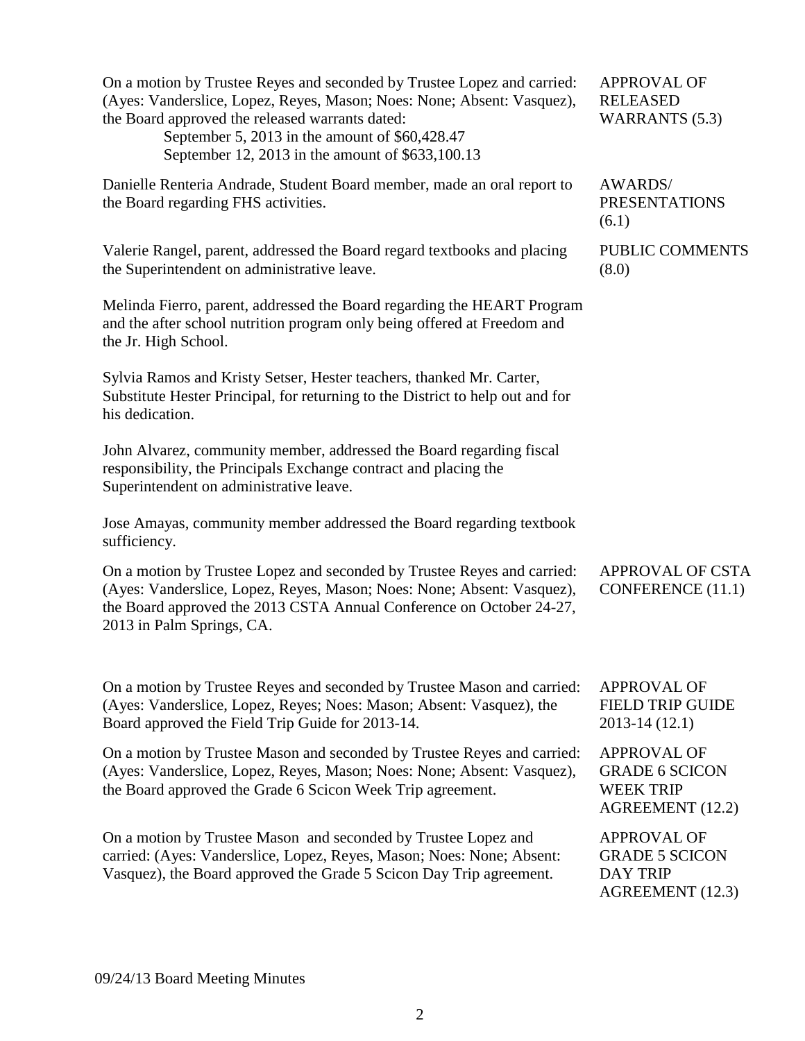On a motion by Trustee Reyes and seconded by Trustee Lopez and carried: (Ayes: Vanderslice, Lopez, Reyes, Mason; Noes: None; Absent: Vasquez), the Board approved the released warrants dated:

September 5, 2013 in the amount of $60,428.47
September 12, 2013 in the amount of $633,100.13

**APPROVAL OF RELEASED WARRANTS (5.3)**

Danielle Renteria Andrade, Student Board member, made an oral report to the Board regarding FHS activities.

**AWARDS/ PRESENTATIONS (6.1)**

Valerie Rangel, parent, addressed the Board regard textbooks and placing the Superintendent on administrative leave.

**PUBLIC COMMENTS (8.0)**

Melinda Fierro, parent, addressed the Board regarding the HEART Program and the after school nutrition program only being offered at Freedom and the Jr. High School.

Sylvia Ramos and Kristy Setser, Hester teachers, thanked Mr. Carter, Substitute Hester Principal, for returning to the District to help out and for his dedication.

John Alvarez, community member, addressed the Board regarding fiscal responsibility, the Principals Exchange contract and placing the Superintendent on administrative leave.

Jose Amayas, community member addressed the Board regarding textbook sufficiency.

On a motion by Trustee Lopez and seconded by Trustee Reyes and carried: (Ayes: Vanderslice, Lopez, Reyes, Mason; Noes: None; Absent: Vasquez), the Board approved the 2013 CSTA Annual Conference on October 24-27, 2013 in Palm Springs, CA.

**APPROVAL OF CSTA CONFERENCE (11.1)**

On a motion by Trustee Reyes and seconded by Trustee Mason and carried: (Ayes: Vanderslice, Lopez, Reyes; Noes: Mason; Absent: Vasquez), the Board approved the Field Trip Guide for 2013-14.

**APPROVAL OF FIELD TRIP GUIDE 2013-14 (12.1)**

On a motion by Trustee Mason and seconded by Trustee Reyes and carried: (Ayes: Vanderslice, Lopez, Reyes, Mason; Noes: None; Absent: Vasquez), the Board approved the Grade 6 Scicon Week Trip agreement.

**APPROVAL OF GRADE 6 SCICON WEEK TRIP AGREEMENT (12.2)**

On a motion by Trustee Mason and seconded by Trustee Lopez and carried: (Ayes: Vanderslice, Lopez, Reyes, Mason; Noes: None; Absent: Vasquez), the Board approved the Grade 5 Scicon Day Trip agreement.

**APPROVAL OF GRADE 5 SCICON DAY TRIP AGREEMENT (12.3)**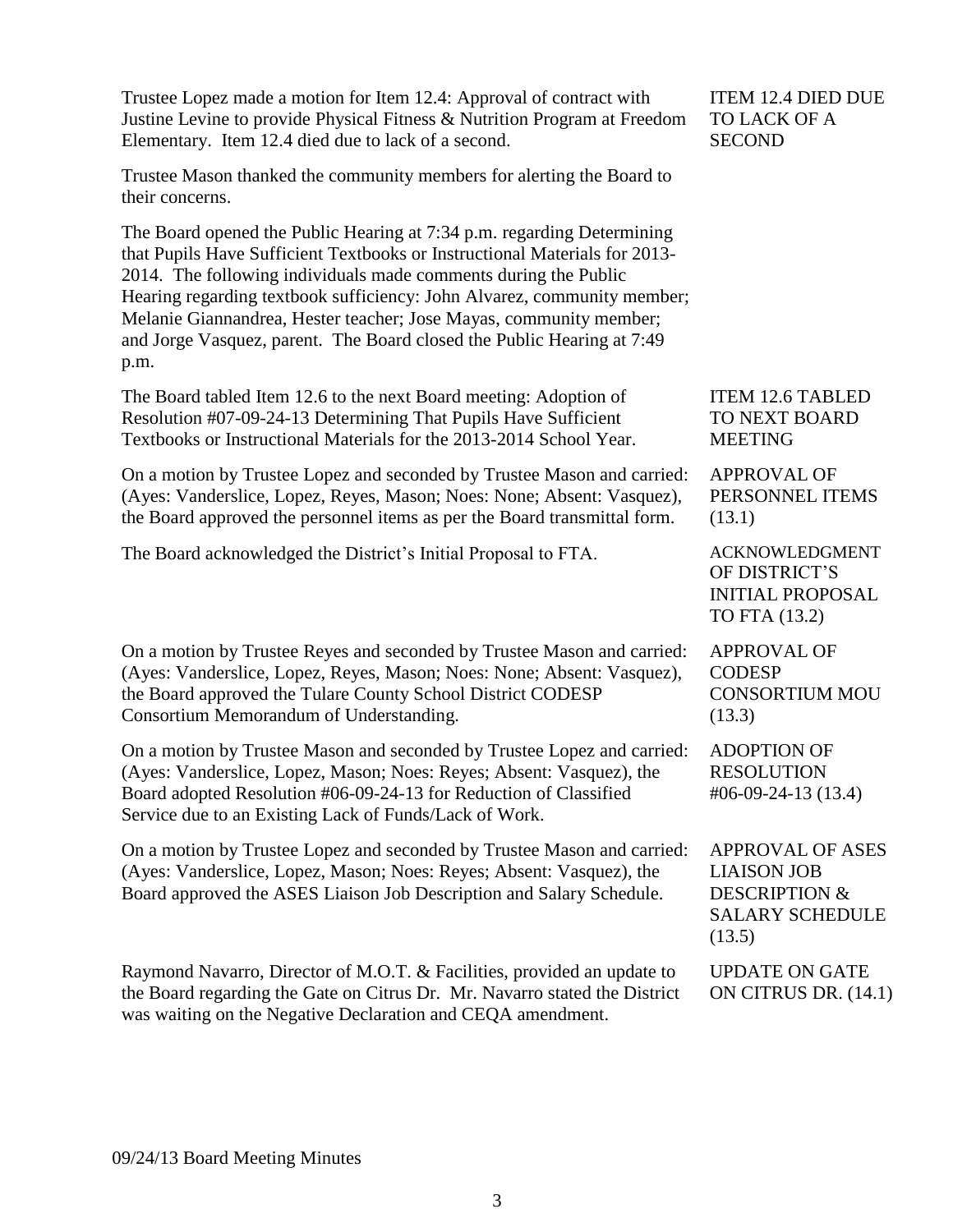Trustee Lopez made a motion for Item 12.4: Approval of contract with Justine Levine to provide Physical Fitness & Nutrition Program at Freedom Elementary. Item 12.4 died due to lack of a second.

ITEM 12.4 DIED DUE TO LACK OF A SECOND

Trustee Mason thanked the community members for alerting the Board to their concerns.

The Board opened the Public Hearing at 7:34 p.m. regarding Determining that Pupils Have Sufficient Textbooks or Instructional Materials for 2013-2014. The following individuals made comments during the Public Hearing regarding textbook sufficiency: John Alvarez, community member; Melanie Giannandrea, Hester teacher; Jose Mayas, community member; and Jorge Vasquez, parent. The Board closed the Public Hearing at 7:49 p.m.

The Board tabled Item 12.6 to the next Board meeting: Adoption of Resolution #07-09-24-13 Determining That Pupils Have Sufficient Textbooks or Instructional Materials for the 2013-2014 School Year.

ITEM 12.6 TABLED TO NEXT BOARD MEETING

On a motion by Trustee Lopez and seconded by Trustee Mason and carried: (Ayes: Vanderslice, Lopez, Reyes, Mason; Noes: None; Absent: Vasquez), the Board approved the personnel items as per the Board transmittal form.

APPROVAL OF PERSONNEL ITEMS (13.1)

The Board acknowledged the District's Initial Proposal to FTA.

ACKNOWLEDGMENT OF DISTRICT'S INITIAL PROPOSAL TO FTA (13.2)

On a motion by Trustee Reyes and seconded by Trustee Mason and carried: (Ayes: Vanderslice, Lopez, Reyes, Mason; Noes: None; Absent: Vasquez), the Board approved the Tulare County School District CODESP Consortium Memorandum of Understanding.

APPROVAL OF CODESP CONSORTIUM MOU (13.3)

On a motion by Trustee Mason and seconded by Trustee Lopez and carried: (Ayes: Vanderslice, Lopez, Mason; Noes: Reyes; Absent: Vasquez), the Board adopted Resolution #06-09-24-13 for Reduction of Classified Service due to an Existing Lack of Funds/Lack of Work.

ADOPTION OF RESOLUTION #06-09-24-13 (13.4)

On a motion by Trustee Lopez and seconded by Trustee Mason and carried: (Ayes: Vanderslice, Lopez, Mason; Noes: Reyes; Absent: Vasquez), the Board approved the ASES Liaison Job Description and Salary Schedule.

APPROVAL OF ASES LIAISON JOB DESCRIPTION & SALARY SCHEDULE (13.5)

Raymond Navarro, Director of M.O.T. & Facilities, provided an update to the Board regarding the Gate on Citrus Dr. Mr. Navarro stated the District was waiting on the Negative Declaration and CEQA amendment.

UPDATE ON GATE ON CITRUS DR. (14.1)

09/24/13 Board Meeting Minutes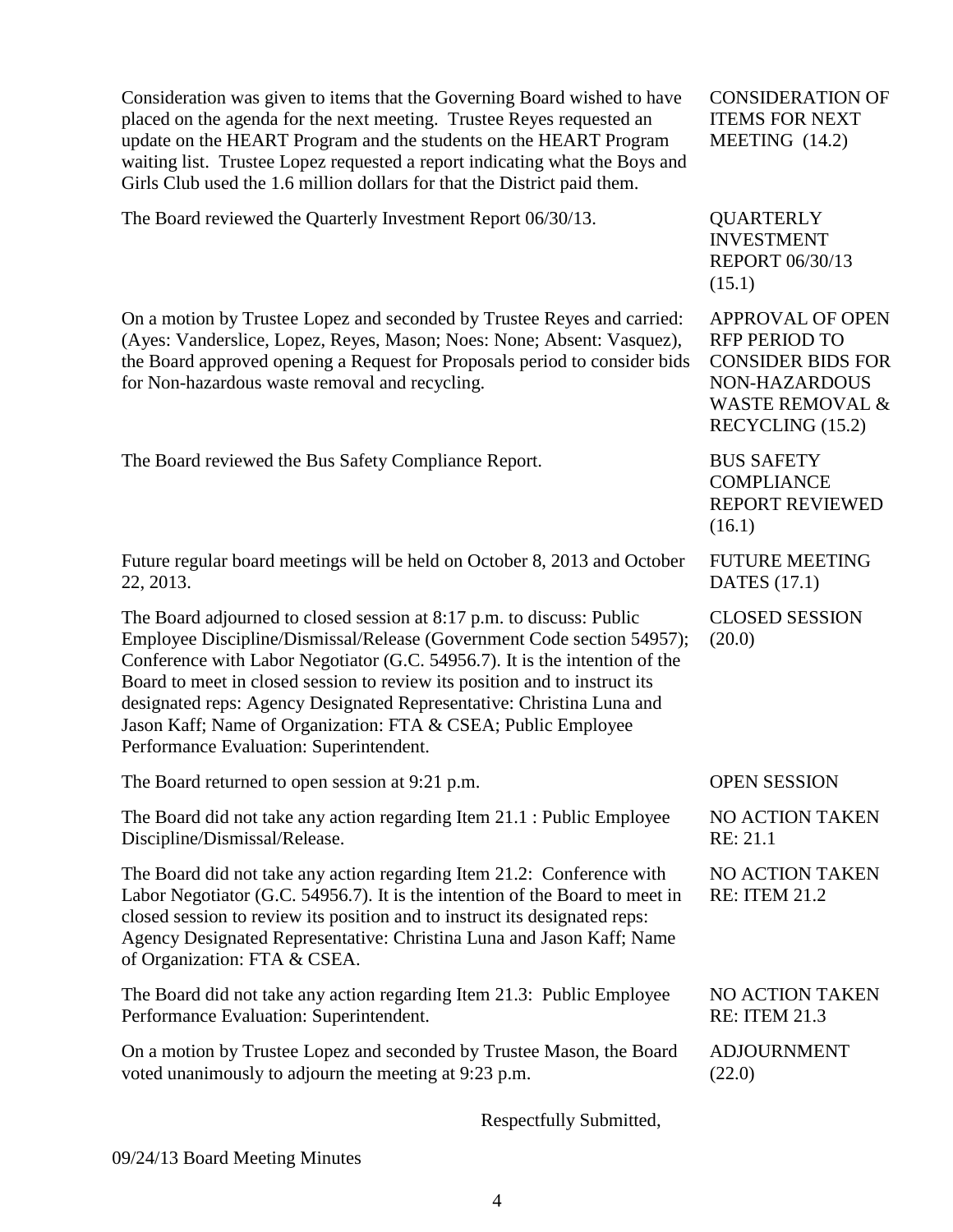Consideration was given to items that the Governing Board wished to have placed on the agenda for the next meeting. Trustee Reyes requested an update on the HEART Program and the students on the HEART Program waiting list. Trustee Lopez requested a report indicating what the Boys and Girls Club used the 1.6 million dollars for that the District paid them.

CONSIDERATION OF ITEMS FOR NEXT MEETING (14.2)

The Board reviewed the Quarterly Investment Report 06/30/13.

QUARTERLY INVESTMENT REPORT 06/30/13 (15.1)

On a motion by Trustee Lopez and seconded by Trustee Reyes and carried: (Ayes: Vanderslice, Lopez, Reyes, Mason; Noes: None; Absent: Vasquez), the Board approved opening a Request for Proposals period to consider bids for Non-hazardous waste removal and recycling.

APPROVAL OF OPEN RFP PERIOD TO CONSIDER BIDS FOR NON-HAZARDOUS WASTE REMOVAL & RECYCLING (15.2)

The Board reviewed the Bus Safety Compliance Report.

BUS SAFETY COMPLIANCE REPORT REVIEWED (16.1)

Future regular board meetings will be held on October 8, 2013 and October 22, 2013.

FUTURE MEETING DATES (17.1)

The Board adjourned to closed session at 8:17 p.m. to discuss: Public Employee Discipline/Dismissal/Release (Government Code section 54957); Conference with Labor Negotiator (G.C. 54956.7). It is the intention of the Board to meet in closed session to review its position and to instruct its designated reps: Agency Designated Representative: Christina Luna and Jason Kaff; Name of Organization: FTA & CSEA; Public Employee Performance Evaluation: Superintendent.

CLOSED SESSION (20.0)

The Board returned to open session at 9:21 p.m.

OPEN SESSION

The Board did not take any action regarding Item 21.1 : Public Employee Discipline/Dismissal/Release.

NO ACTION TAKEN RE: 21.1

The Board did not take any action regarding Item 21.2: Conference with Labor Negotiator (G.C. 54956.7). It is the intention of the Board to meet in closed session to review its position and to instruct its designated reps: Agency Designated Representative: Christina Luna and Jason Kaff; Name of Organization: FTA & CSEA.

NO ACTION TAKEN RE: ITEM 21.2

The Board did not take any action regarding Item 21.3: Public Employee Performance Evaluation: Superintendent.

NO ACTION TAKEN RE: ITEM 21.3

On a motion by Trustee Lopez and seconded by Trustee Mason, the Board voted unanimously to adjourn the meeting at 9:23 p.m.

ADJOURNMENT (22.0)

Respectfully Submitted,

09/24/13 Board Meeting Minutes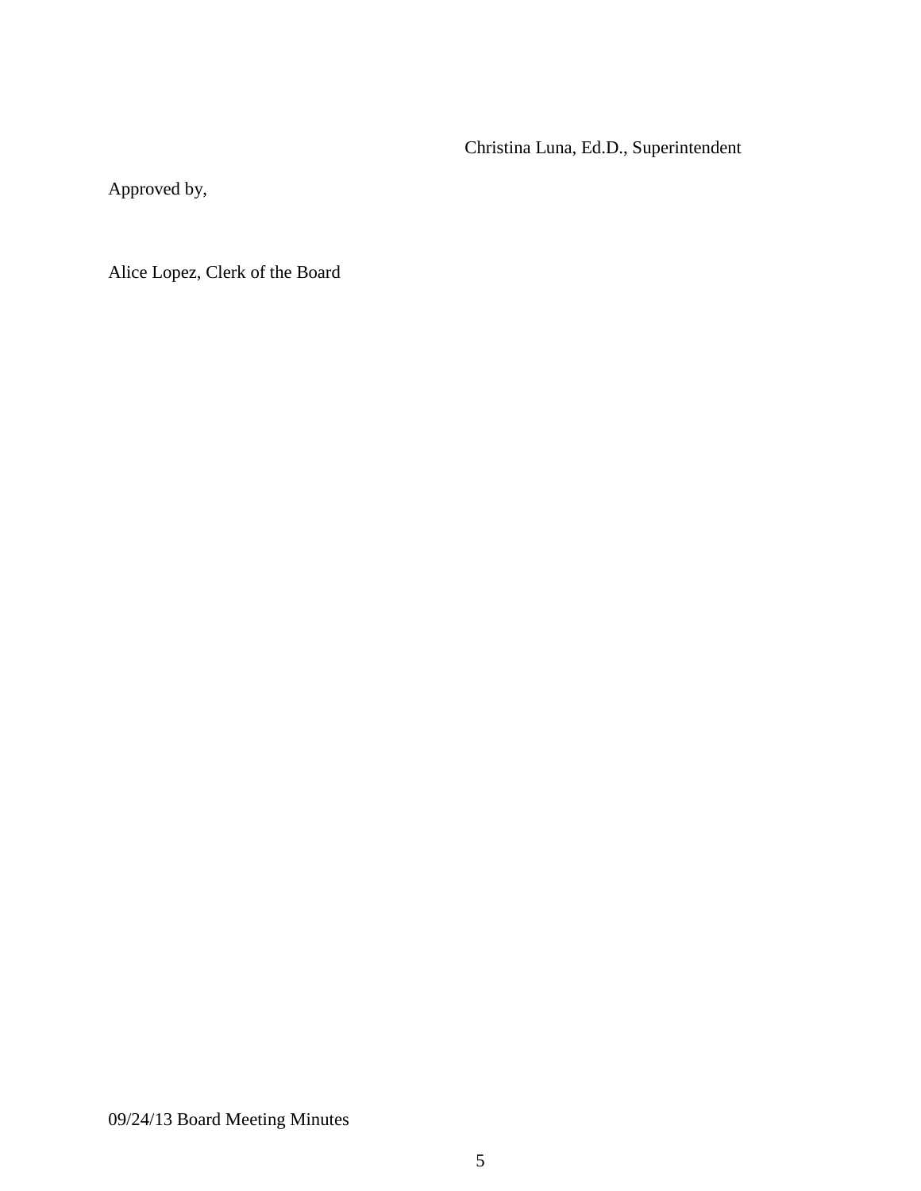Christina Luna, Ed.D., Superintendent

Approved by,

Alice Lopez, Clerk of the Board